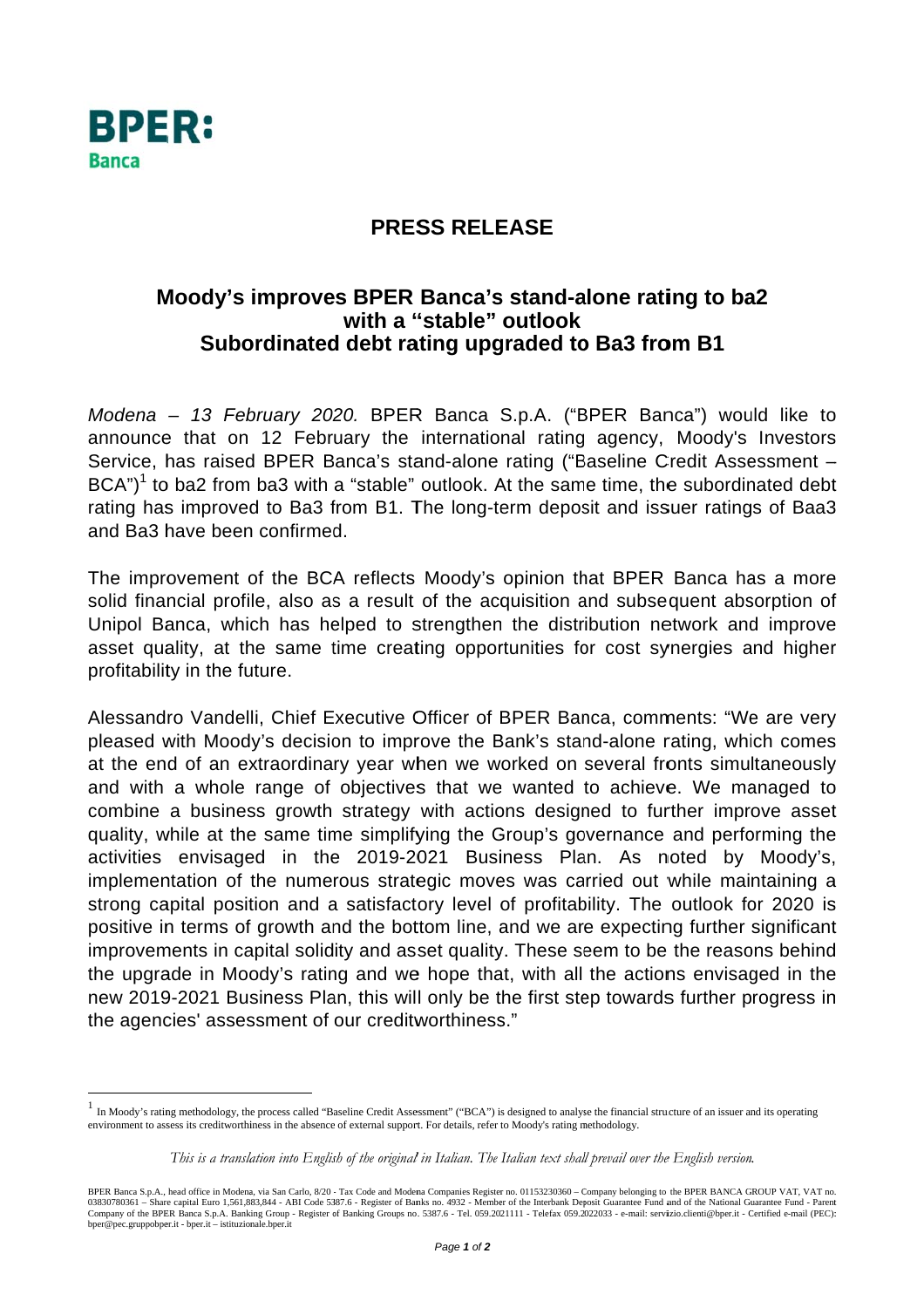**BPER: Banca**

# PRESS RELEASE

## Moody's improves BPER Banca's stand-alone rating to ba2 with a "stable" outlook Subordinated debt rating upgraded to Ba3 from B1

*Modena – 13 February 2020.* BPER Banca S.p.A. ("BPER Banca") would like to announce that on 12 February the international rating agency, Moody's Investors Service, has raised BPER Banca's stand-alone rating ("Baseline Credit Assessment – BCA")[1] to ba2 from ba3 with a "stable" outlook. At the same time, the subordinated debt rating has improved to Ba3 from B1. The long-term deposit and issuer ratings of Baa3 and Ba3 have been confirmed.

The improvement of the BCA reflects Moody's opinion that BPER Banca has a more solid financial profile, also as a result of the acquisition and subsequent absorption of Unipol Banca, which has helped to strengthen the distribution network and improve asset quality, at the same time creating opportunities for cost synergies and higher profitability in the future.

Alessandro Vandelli, Chief Executive Officer of BPER Banca, comments: "We are very pleased with Moody's decision to improve the Bank's stand-alone rating, which comes at the end of an extraordinary year when we worked on several fronts simultaneously and with a whole range of objectives that we wanted to achieve. We managed to combine a business growth strategy with actions designed to further improve asset quality, while at the same time simplifying the Group's governance and performing the activities envisaged in the 2019-2021 Business Plan. As noted by Moody's, implementation of the numerous strategic moves was carried out while maintaining a strong capital position and a satisfactory level of profitability. The outlook for 2020 is positive in terms of growth and the bottom line, and we are expecting further significant improvements in capital solidity and asset quality. These seem to be the reasons behind the upgrade in Moody's rating and we hope that, with all the actions envisaged in the new 2019-2021 Business Plan, this will only be the first step towards further progress in the agencies' assessment of our creditworthiness."

---

[1] In Moody's rating methodology, the process called "Baseline Credit Assessment" ("BCA") is designed to analyse the financial structure of an issuer and its operating environment to assess its creditworthiness in the absence of external support. For details, refer to Moody's rating methodology.

*This is a translation into English of the original in Italian. The Italian text shall prevail over the English version.*

BPER Banca S.p.A., head office in Modena, via San Carlo, 8/20 - Tax Code and Modena Companies Register no. 01153230360 – Company belonging to the BPER BANCA GROUP VAT, VAT no. 03830780361 – Share capital Euro 1,561,883,844 - ABI Code 5387.6 - Register of Banks no. 4932 - Member of the Interbank Deposit Guarantee Fund and of the National Guarantee Fund - Parent Company of the BPER Banca S.p.A. Banking Group - Register of Banking Groups no. 5387.6 - Tel. 059.2021111 - Telefax 059.2022033 - e-mail: servizio.clienti@bper.it - Certified e-mail (PEC): bper@pec.gruppobper.it - bper.it – istituzionale.bper.it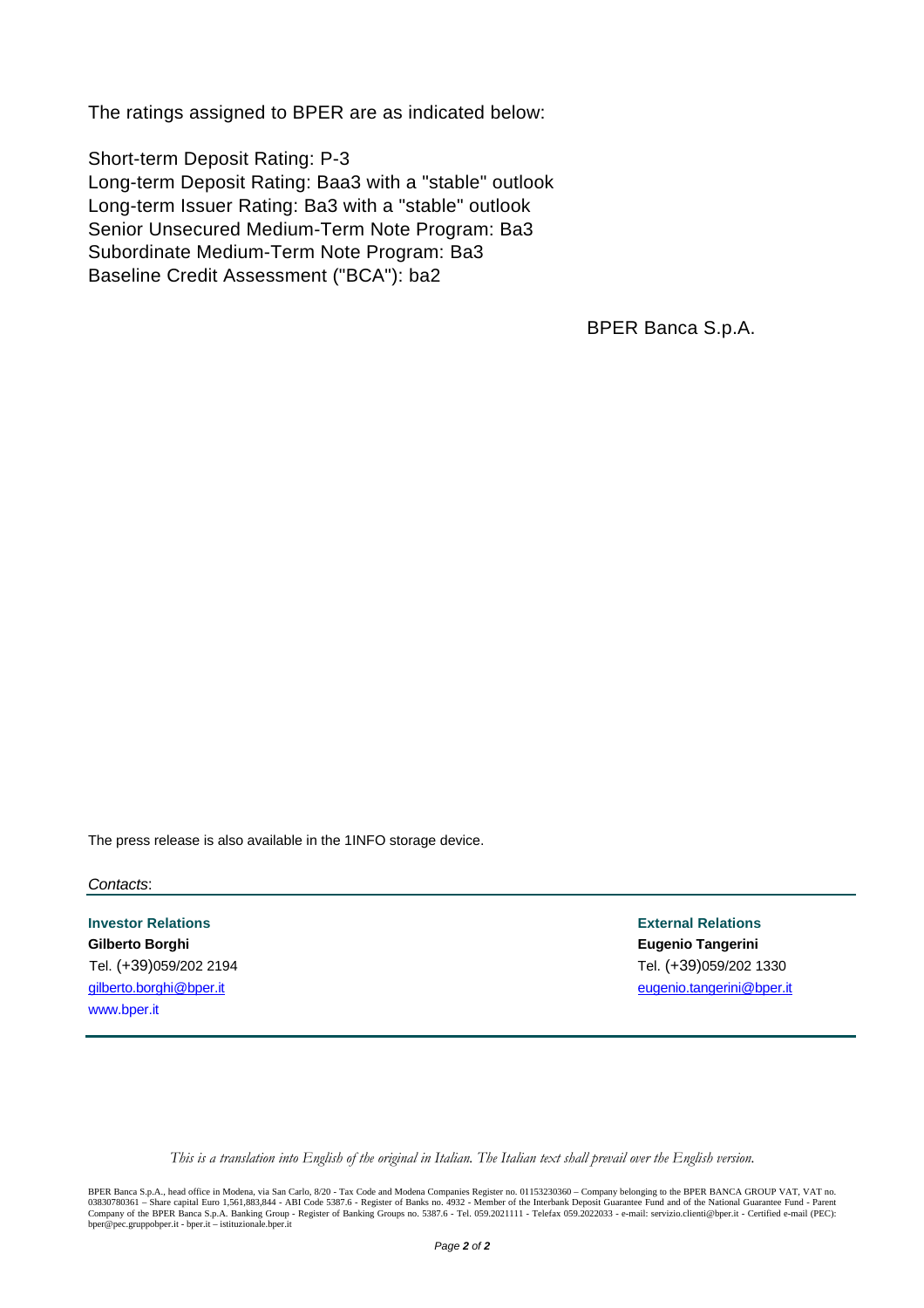The ratings assigned to BPER are as indicated below:

Short-term Deposit Rating: P-3
Long-term Deposit Rating: Baa3 with a "stable" outlook
Long-term Issuer Rating: Ba3 with a "stable" outlook
Senior Unsecured Medium-Term Note Program: Ba3
Subordinate Medium-Term Note Program: Ba3
Baseline Credit Assessment ("BCA"): ba2

BPER Banca S.p.A.

The press release is also available in the 1INFO storage device.

*Contacts*:

**Investor Relations**
**Gilberto Borghi**
Tel. (+39)059/202 2194
gilberto.borghi@bper.it
www.bper.it

**External Relations**
**Eugenio Tangerini**
Tel. (+39)059/202 1330
eugenio.tangerini@bper.it

*This is a translation into English of the original in Italian. The Italian text shall prevail over the English version.*

BPER Banca S.p.A., head office in Modena, via San Carlo, 8/20 - Tax Code and Modena Companies Register no. 01153230360 – Company belonging to the BPER BANCA GROUP VAT, VAT no. 03830780361 – Share capital Euro 1,561,883,844 - ABI Code 5387.6 - Register of Banks no. 4932 - Member of the Interbank Deposit Guarantee Fund and of the National Guarantee Fund - Parent Company of the BPER Banca S.p.A. Banking Group - Register of Banking Groups no. 5387.6 - Tel. 059.2021111 - Telefax 059.2022033 - e-mail: servizio.clienti@bper.it - Certified e-mail (PEC): bper@pec.gruppobper.it - bper.it – istituzionale.bper.it